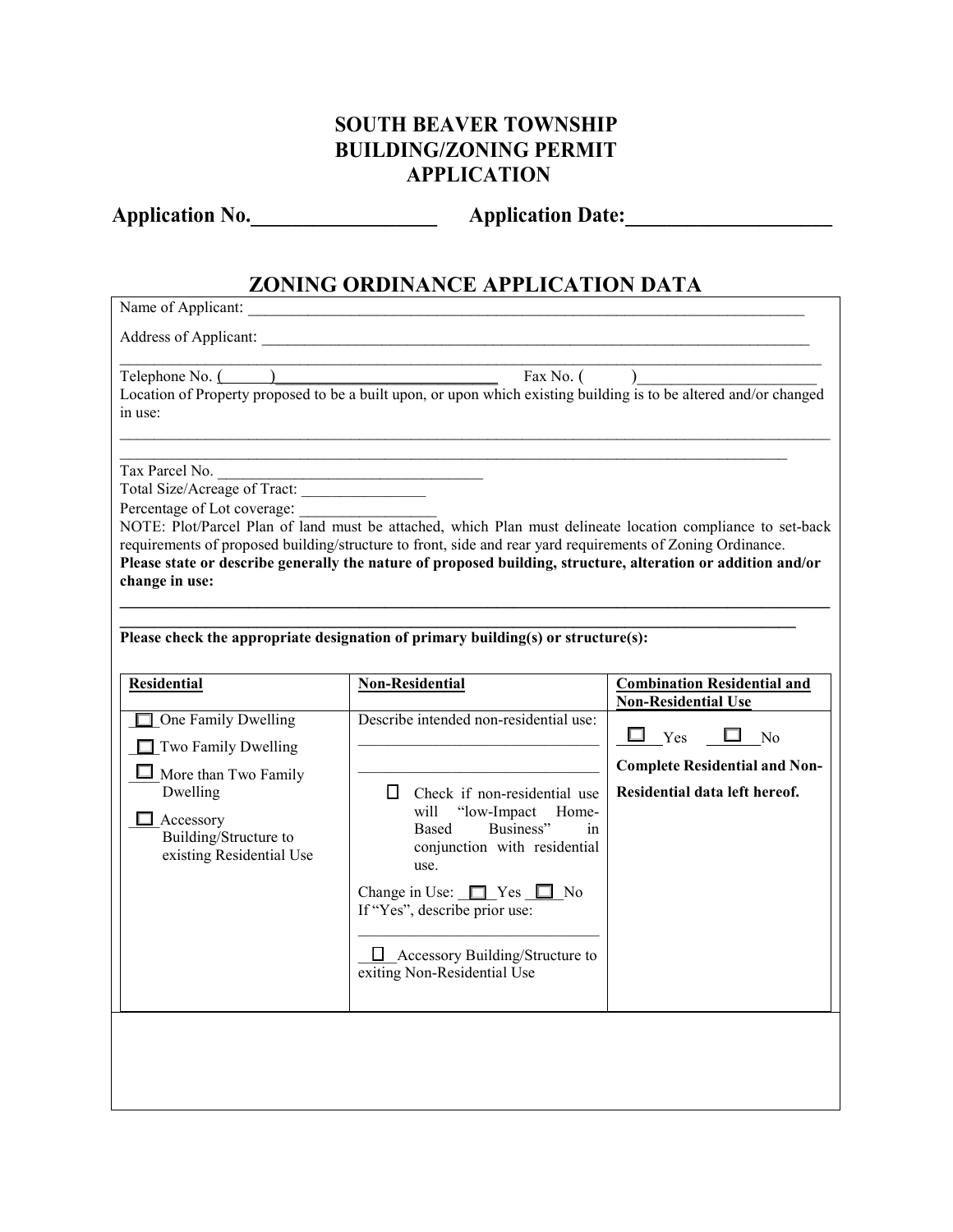# SOUTH BEAVER TOWNSHIP
# BUILDING/ZONING PERMIT
# APPLICATION

**Application No.__________________ Application Date:____________________**

## ZONING ORDINANCE APPLICATION DATA

Name of Applicant: ___________________________________________________________________________

Address of Applicant: _________________________________________________________________________

_____________________________________________________________________________________________

Telephone No. (______)____________________________ Fax No. (          )_______________________

Location of Property proposed to be a built upon, or upon which existing building is to be altered and/or changed in use:

_____________________________________________________________________________________________

_____________________________________________________________________________________________

Tax Parcel No. ___________________________________

Total Size/Acreage of Tract: ________________

Percentage of Lot coverage: _________________

NOTE: Plot/Parcel Plan of land must be attached, which Plan must delineate location compliance to set-back requirements of proposed building/structure to front, side and rear yard requirements of Zoning Ordinance.

**Please state or describe generally the nature of proposed building, structure, alteration or addition and/or change in use:**

_____________________________________________________________________________________________

_____________________________________________________________________________________________

**Please check the appropriate designation of primary building(s) or structure(s):**

| **Residential** | **Non-Residential** | **Combination Residential and Non-Residential Use** |
|---|---|---|
| ☐ One Family Dwelling<br>☐ Two Family Dwelling<br>☐ More than Two Family Dwelling<br>☐ Accessory Building/Structure to existing Residential Use | Describe intended non-residential use:<br>______________________________<br>______________________________<br>☐ Check if non-residential use will "low-Impact Home-Based Business" in conjunction with residential use.<br>Change in Use: ☐ Yes ☐ No<br>If "Yes", describe prior use:<br>______________________________<br>☐ Accessory Building/Structure to exiting Non-Residential Use | ☐ Yes ☐ No<br>**Complete Residential and Non-Residential data left hereof.** |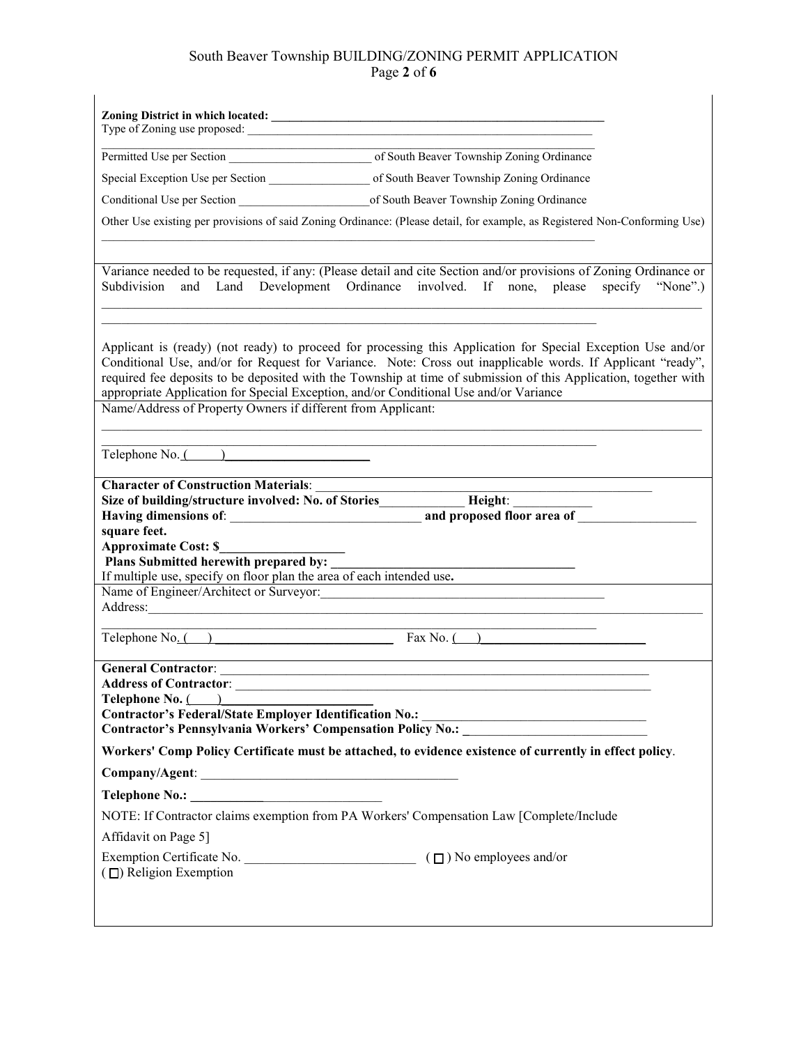**Zoning District in which located: ________________________________________________**

Type of Zoning use proposed: ________________________________________________

________________________________________________

Permitted Use per Section ________________________ of South Beaver Township Zoning Ordinance

Special Exception Use per Section _________________ of South Beaver Township Zoning Ordinance

Conditional Use per Section ______________________of South Beaver Township Zoning Ordinance

Other Use existing per provisions of said Zoning Ordinance: (Please detail, for example, as Registered Non-Conforming Use)

________________________________________________

Variance needed to be requested, if any: (Please detail and cite Section and/or provisions of Zoning Ordinance or Subdivision and Land Development Ordinance involved. If none, please specify "None".)

________________________________________________

________________________________________________

Applicant is (ready) (not ready) to proceed for processing this Application for Special Exception Use and/or Conditional Use, and/or for Request for Variance. Note: Cross out inapplicable words. If Applicant "ready", required fee deposits to be deposited with the Township at time of submission of this Application, together with appropriate Application for Special Exception, and/or Conditional Use and/or Variance

Name/Address of Property Owners if different from Applicant:

________________________________________________

________________________________________________

Telephone No. (     ) ______________________

**Character of Construction Materials**: ________________________________________________

**Size of building/structure involved: No. of Stories**_____________ **Height**: ____________

**Having dimensions of**: ______________________________ **and proposed floor area of** _________________ **square feet.**

**Approximate Cost: $**__________________

**Plans Submitted herewith prepared by:** ____________________________________

If multiple use, specify on floor plan the area of each intended use**.**

Name of Engineer/Architect or Surveyor:___________________________________________

Address:________________________________________________

________________________________________________

Telephone No. (    ) ___________________________ Fax No. (    )_________________________

**General Contractor**: ________________________________________________

**Address of Contractor**: ________________________________________________

**Telephone No.** (    )______________________

**Contractor's Federal/State Employer Identification No.:** _________________________________

**Contractor's Pennsylvania Workers' Compensation Policy No.:** ___________________________

**Workers' Comp Policy Certificate must be attached, to evidence existence of currently in effect policy**.

**Company/Agent**: _______________________________________

**Telephone No.:** ______________________________

NOTE: If Contractor claims exemption from PA Workers' Compensation Law [Complete/Include Affidavit on Page 5]

Exemption Certificate No. __________________________ ( ☐ ) No employees and/or

( ☐) Religion Exemption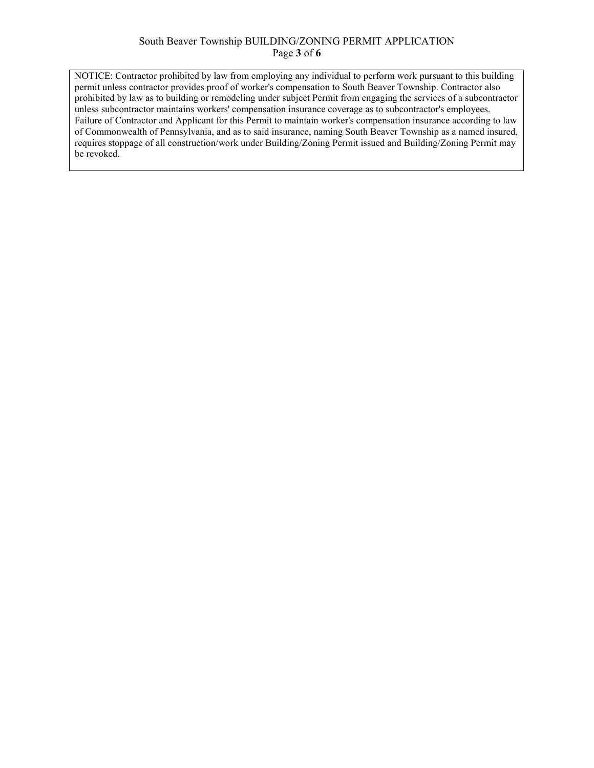NOTICE: Contractor prohibited by law from employing any individual to perform work pursuant to this building permit unless contractor provides proof of worker's compensation to South Beaver Township. Contractor also prohibited by law as to building or remodeling under subject Permit from engaging the services of a subcontractor unless subcontractor maintains workers' compensation insurance coverage as to subcontractor's employees. Failure of Contractor and Applicant for this Permit to maintain worker's compensation insurance according to law of Commonwealth of Pennsylvania, and as to said insurance, naming South Beaver Township as a named insured, requires stoppage of all construction/work under Building/Zoning Permit issued and Building/Zoning Permit may be revoked.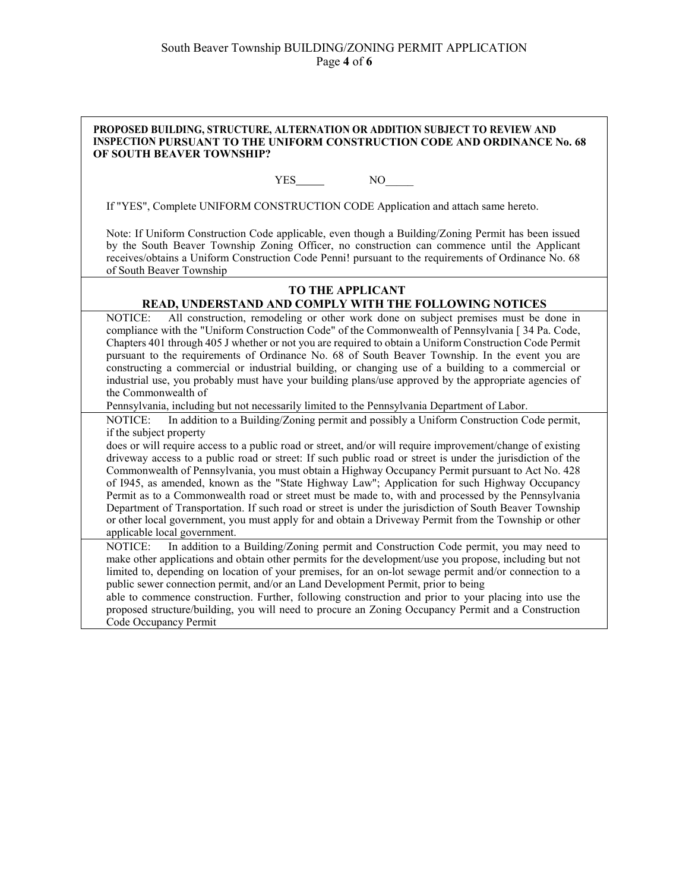**PROPOSED BUILDING, STRUCTURE, ALTERNATION OR ADDITION SUBJECT TO REVIEW AND INSPECTION PURSUANT TO THE UNIFORM CONSTRUCTION CODE AND ORDINANCE No. 68 OF SOUTH BEAVER TOWNSHIP?**

YES_____ NO_____

If "YES", Complete UNIFORM CONSTRUCTION CODE Application and attach same hereto.

Note: If Uniform Construction Code applicable, even though a Building/Zoning Permit has been issued by the South Beaver Township Zoning Officer, no construction can commence until the Applicant receives/obtains a Uniform Construction Code Penni! pursuant to the requirements of Ordinance No. 68 of South Beaver Township

## TO THE APPLICANT
## READ, UNDERSTAND AND COMPLY WITH THE FOLLOWING NOTICES

NOTICE: All construction, remodeling or other work done on subject premises must be done in compliance with the "Uniform Construction Code" of the Commonwealth of Pennsylvania [ 34 Pa. Code, Chapters 401 through 405 J whether or not you are required to obtain a Uniform Construction Code Permit pursuant to the requirements of Ordinance No. 68 of South Beaver Township. In the event you are constructing a commercial or industrial building, or changing use of a building to a commercial or industrial use, you probably must have your building plans/use approved by the appropriate agencies of the Commonwealth of
Pennsylvania, including but not necessarily limited to the Pennsylvania Department of Labor.

NOTICE: In addition to a Building/Zoning permit and possibly a Uniform Construction Code permit, if the subject property
does or will require access to a public road or street, and/or will require improvement/change of existing driveway access to a public road or street: If such public road or street is under the jurisdiction of the Commonwealth of Pennsylvania, you must obtain a Highway Occupancy Permit pursuant to Act No. 428 of I945, as amended, known as the "State Highway Law"; Application for such Highway Occupancy Permit as to a Commonwealth road or street must be made to, with and processed by the Pennsylvania Department of Transportation. If such road or street is under the jurisdiction of South Beaver Township or other local government, you must apply for and obtain a Driveway Permit from the Township or other applicable local government.

NOTICE: In addition to a Building/Zoning permit and Construction Code permit, you may need to make other applications and obtain other permits for the development/use you propose, including but not limited to, depending on location of your premises, for an on-lot sewage permit and/or connection to a public sewer connection permit, and/or an Land Development Permit, prior to being
able to commence construction. Further, following construction and prior to your placing into use the proposed structure/building, you will need to procure an Zoning Occupancy Permit and a Construction Code Occupancy Permit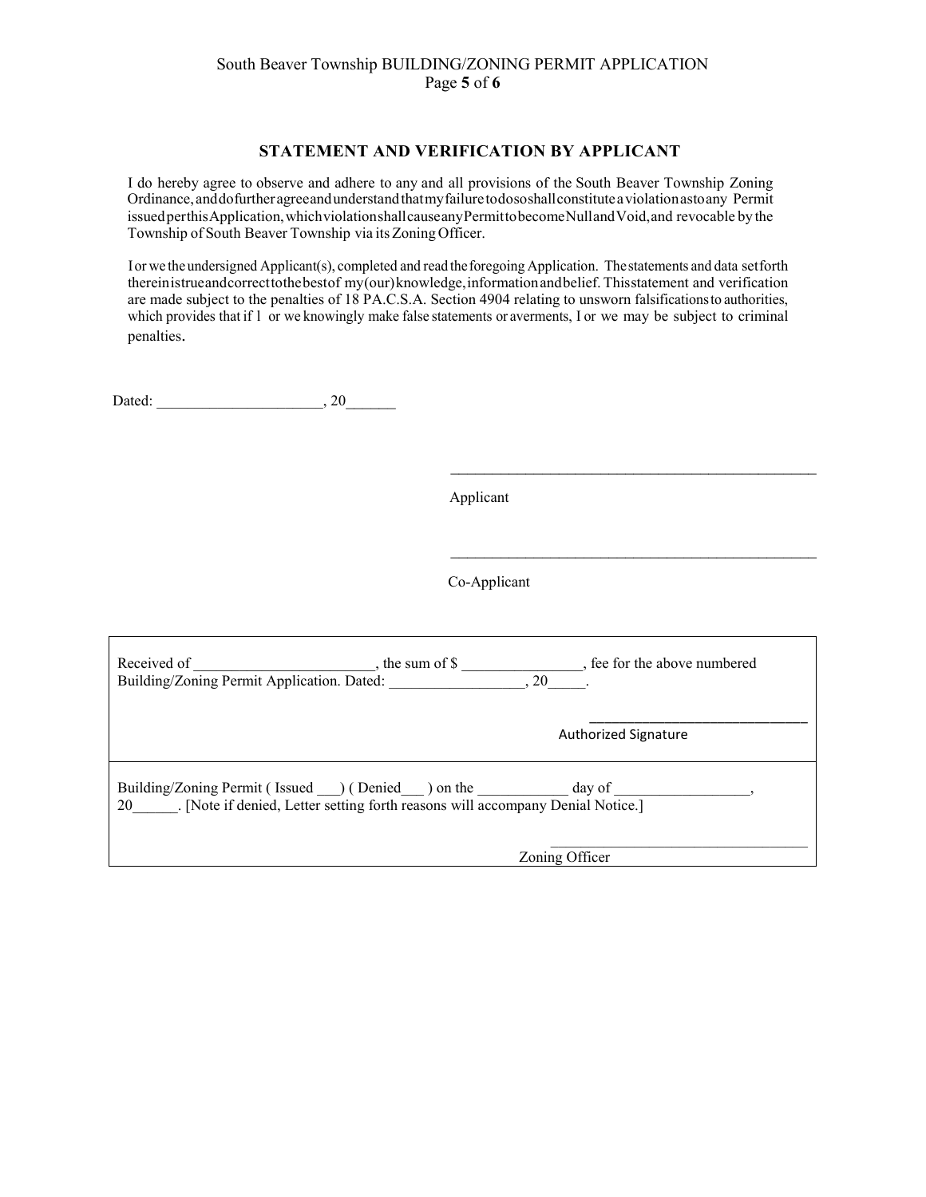## STATEMENT AND VERIFICATION BY APPLICANT

I do hereby agree to observe and adhere to any and all provisions of the South Beaver Township Zoning Ordinance, and do further agree and understand that my failure to do so shall constitute a violation as to any Permit issued per this Application, which violation shall cause any Permit to become Null and Void, and revocable by the Township of South Beaver Township via its Zoning Officer.

I or we the undersigned Applicant(s), completed and read the foregoing Application. The statements and data set forth therein is true and correct to the best of my(our) knowledge, information and belief. This statement and verification are made subject to the penalties of 18 PA.C.S.A. Section 4904 relating to unsworn falsifications to authorities, which provides that if I or we knowingly make false statements or averments, I or we may be subject to criminal penalties.

Dated: _____________________, 20______

_______________________________________________

Applicant

_______________________________________________

Co-Applicant

---

Received of ________________________, the sum of $ ________________, fee for the above numbered Building/Zoning Permit Application. Dated: _________________, 20_____.

_____________________________

Authorized Signature

---

Building/Zoning Permit ( Issued ___) ( Denied___ ) on the ____________ day of __________________, 20______. [Note if denied, Letter setting forth reasons will accompany Denial Notice.]

_________________________________

Zoning Officer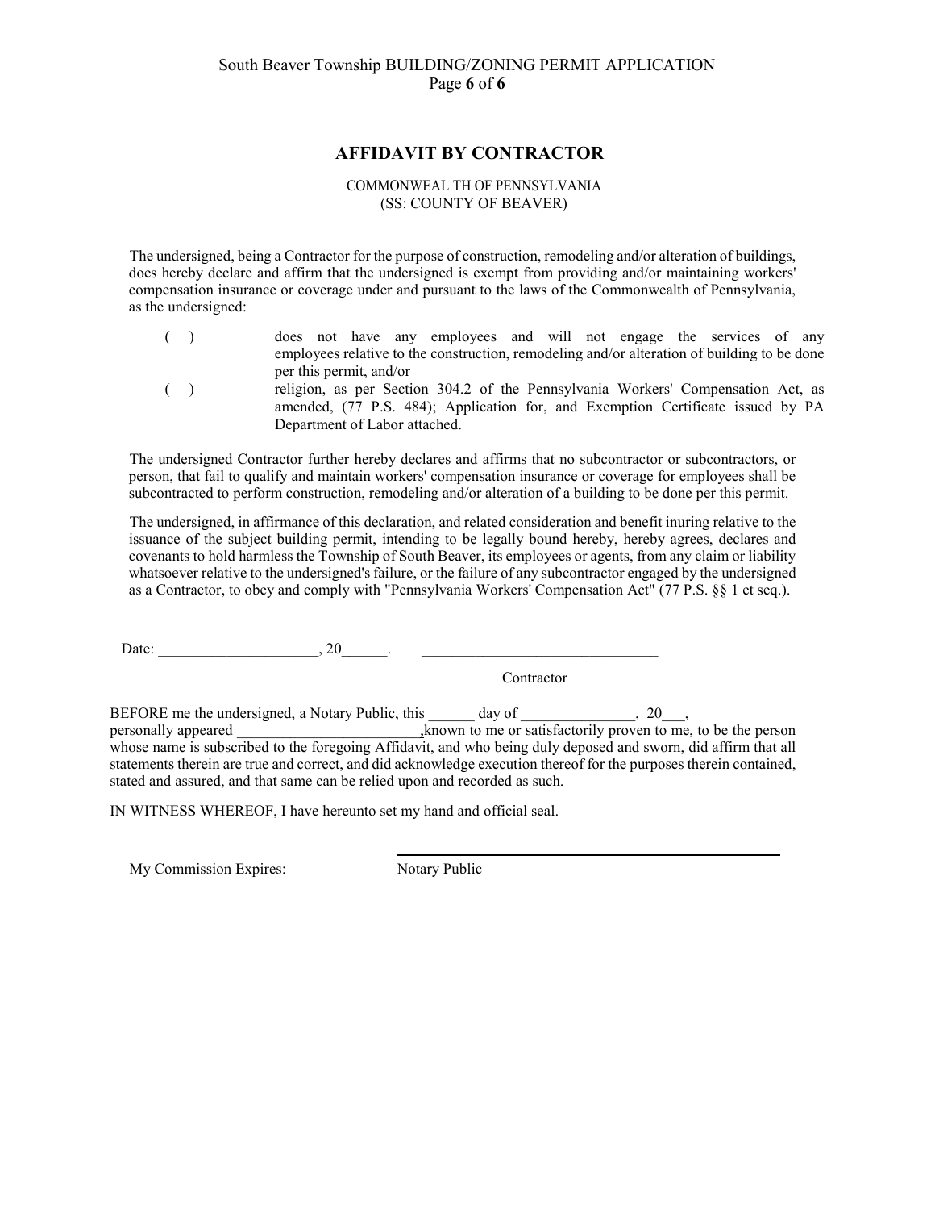# AFFIDAVIT BY CONTRACTOR

COMMONWEAL TH OF PENNSYLVANIA
(SS: COUNTY OF BEAVER)

The undersigned, being a Contractor for the purpose of construction, remodeling and/or alteration of buildings, does hereby declare and affirm that the undersigned is exempt from providing and/or maintaining workers' compensation insurance or coverage under and pursuant to the laws of the Commonwealth of Pennsylvania, as the undersigned:

( ) does not have any employees and will not engage the services of any employees relative to the construction, remodeling and/or alteration of building to be done per this permit, and/or

( ) religion, as per Section 304.2 of the Pennsylvania Workers' Compensation Act, as amended, (77 P.S. 484); Application for, and Exemption Certificate issued by PA Department of Labor attached.

The undersigned Contractor further hereby declares and affirms that no subcontractor or subcontractors, or person, that fail to qualify and maintain workers' compensation insurance or coverage for employees shall be subcontracted to perform construction, remodeling and/or alteration of a building to be done per this permit.

The undersigned, in affirmance of this declaration, and related consideration and benefit inuring relative to the issuance of the subject building permit, intending to be legally bound hereby, hereby agrees, declares and covenants to hold harmless the Township of South Beaver, its employees or agents, from any claim or liability whatsoever relative to the undersigned's failure, or the failure of any subcontractor engaged by the undersigned as a Contractor, to obey and comply with "Pennsylvania Workers' Compensation Act" (77 P.S. §§ 1 et seq.).

Date: _____________________, 20______.     _______________________________

Contractor

BEFORE me the undersigned, a Notary Public, this ______ day of _______________, 20___, personally appeared ________________________,known to me or satisfactorily proven to me, to be the person whose name is subscribed to the foregoing Affidavit, and who being duly deposed and sworn, did affirm that all statements therein are true and correct, and did acknowledge execution thereof for the purposes therein contained, stated and assured, and that same can be relied upon and recorded as such.

IN WITNESS WHEREOF, I have hereunto set my hand and official seal.

_______________________________

My Commission Expires:     Notary Public